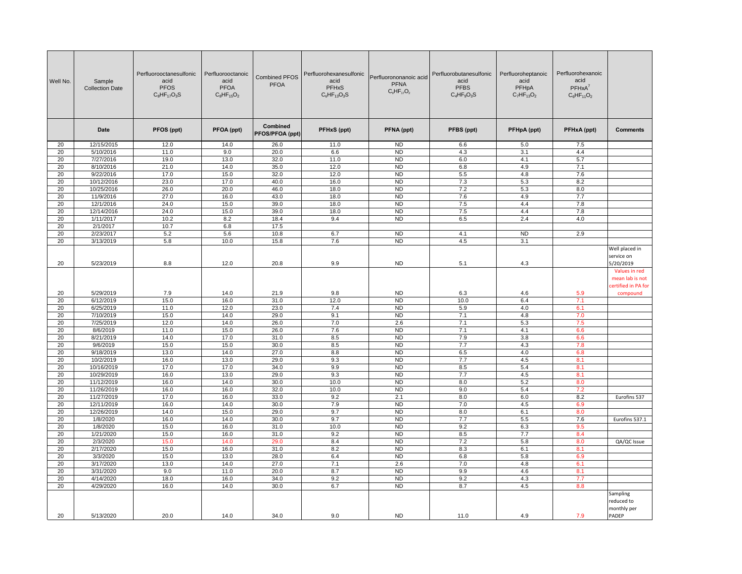| Well No. | Sample Collection Date | Perfluorooctanesulfonic acid PFOS $C_8HF_{17}O_3S$ | Perfluorooctanoic acid PFOA $C_8HF_{15}O_2$ | Combined PFOS PFOA | Perfluorohexanesulfonic acid PFHxS $C_6HF_{13}O_3S$ | Perfluorononanoic acid PFNA $C_9HF_{17}O_2$ | Perfluorobutanesulfonic acid PFBS $C_4HF_9O_3S$ | Perfluoroheptanoic acid PFHpA $C_7HF_{13}O_2$ | Perfluorohexanoic acid PFHxA[7] $C_6HF_{11}O_2$ | |
|---|---|---|---|---|---|---|---|---|---|---|
| | Date | PFOS (ppt) | PFOA (ppt) | Combined PFOS/PFOA (ppt) | PFHxS (ppt) | PFNA (ppt) | PFBS (ppt) | PFHpA (ppt) | PFHxA (ppt) | Comments |
| 20 | 12/15/2015 | 12.0 | 14.0 | 26.0 | 11.0 | ND | 6.6 | 5.0 | 7.5 | |
| 20 | 5/10/2016 | 11.0 | 9.0 | 20.0 | 6.6 | ND | 4.3 | 3.1 | 4.4 | |
| 20 | 7/27/2016 | 19.0 | 13.0 | 32.0 | 11.0 | ND | 6.0 | 4.1 | 5.7 | |
| 20 | 8/10/2016 | 21.0 | 14.0 | 35.0 | 12.0 | ND | 6.8 | 4.9 | 7.1 | |
| 20 | 9/22/2016 | 17.0 | 15.0 | 32.0 | 12.0 | ND | 5.5 | 4.8 | 7.6 | |
| 20 | 10/12/2016 | 23.0 | 17.0 | 40.0 | 16.0 | ND | 7.3 | 5.3 | 8.2 | |
| 20 | 10/25/2016 | 26.0 | 20.0 | 46.0 | 18.0 | ND | 7.2 | 5.3 | 8.0 | |
| 20 | 11/9/2016 | 27.0 | 16.0 | 43.0 | 18.0 | ND | 7.6 | 4.9 | 7.7 | |
| 20 | 12/1/2016 | 24.0 | 15.0 | 39.0 | 18.0 | ND | 7.5 | 4.4 | 7.8 | |
| 20 | 12/14/2016 | 24.0 | 15.0 | 39.0 | 18.0 | ND | 7.5 | 4.4 | 7.8 | |
| 20 | 1/11/2017 | 10.2 | 8.2 | 18.4 | 9.4 | ND | 6.5 | 2.4 | 4.0 | |
| 20 | 2/1/2017 | 10.7 | 6.8 | 17.5 | | | | | | |
| 20 | 2/23/2017 | 5.2 | 5.6 | 10.8 | 6.7 | ND | 4.1 | ND | 2.9 | |
| 20 | 3/13/2019 | 5.8 | 10.0 | 15.8 | 7.6 | ND | 4.5 | 3.1 | | |
| 20 | 5/23/2019 | 8.8 | 12.0 | 20.8 | 9.9 | ND | 5.1 | 4.3 | | Well placed in service on 5/20/2019 |
| 20 | 5/29/2019 | 7.9 | 14.0 | 21.9 | 9.8 | ND | 6.3 | 4.6 | 5.9 | Values in red mean lab is not certified in PA for compound |
| 20 | 6/12/2019 | 15.0 | 16.0 | 31.0 | 12.0 | ND | 10.0 | 6.4 | 7.1 | |
| 20 | 6/25/2019 | 11.0 | 12.0 | 23.0 | 7.4 | ND | 5.9 | 4.0 | 6.1 | |
| 20 | 7/10/2019 | 15.0 | 14.0 | 29.0 | 9.1 | ND | 7.1 | 4.8 | 7.0 | |
| 20 | 7/25/2019 | 12.0 | 14.0 | 26.0 | 7.0 | 2.6 | 7.1 | 5.3 | 7.5 | |
| 20 | 8/6/2019 | 11.0 | 15.0 | 26.0 | 7.6 | ND | 7.1 | 4.1 | 6.6 | |
| 20 | 8/21/2019 | 14.0 | 17.0 | 31.0 | 8.5 | ND | 7.9 | 3.8 | 6.6 | |
| 20 | 9/6/2019 | 15.0 | 15.0 | 30.0 | 8.5 | ND | 7.7 | 4.3 | 7.8 | |
| 20 | 9/18/2019 | 13.0 | 14.0 | 27.0 | 8.8 | ND | 6.5 | 4.0 | 6.8 | |
| 20 | 10/2/2019 | 16.0 | 13.0 | 29.0 | 9.3 | ND | 7.7 | 4.5 | 8.1 | |
| 20 | 10/16/2019 | 17.0 | 17.0 | 34.0 | 9.9 | ND | 8.5 | 5.4 | 8.1 | |
| 20 | 10/29/2019 | 16.0 | 13.0 | 29.0 | 9.3 | ND | 7.7 | 4.5 | 8.1 | |
| 20 | 11/12/2019 | 16.0 | 14.0 | 30.0 | 10.0 | ND | 8.0 | 5.2 | 8.0 | |
| 20 | 11/26/2019 | 16.0 | 16.0 | 32.0 | 10.0 | ND | 9.0 | 5.4 | 7.2 | |
| 20 | 11/27/2019 | 17.0 | 16.0 | 33.0 | 9.2 | 2.1 | 8.0 | 6.0 | 8.2 | Eurofins 537 |
| 20 | 12/11/2019 | 16.0 | 14.0 | 30.0 | 7.9 | ND | 7.0 | 4.5 | 6.9 | |
| 20 | 12/26/2019 | 14.0 | 15.0 | 29.0 | 9.7 | ND | 8.0 | 6.1 | 8.0 | |
| 20 | 1/8/2020 | 16.0 | 14.0 | 30.0 | 9.7 | ND | 7.7 | 5.5 | 7.6 | Eurofins 537.1 |
| 20 | 1/8/2020 | 15.0 | 16.0 | 31.0 | 10.0 | ND | 9.2 | 6.3 | 9.5 | |
| 20 | 1/21/2020 | 15.0 | 16.0 | 31.0 | 9.2 | ND | 8.5 | 7.7 | 8.4 | |
| 20 | 2/3/2020 | 15.0 | 14.0 | 29.0 | 8.4 | ND | 7.2 | 5.8 | 8.0 | QA/QC Issue |
| 20 | 2/17/2020 | 15.0 | 16.0 | 31.0 | 8.2 | ND | 8.3 | 6.1 | 8.1 | |
| 20 | 3/3/2020 | 15.0 | 13.0 | 28.0 | 6.4 | ND | 6.8 | 5.8 | 6.9 | |
| 20 | 3/17/2020 | 13.0 | 14.0 | 27.0 | 7.1 | 2.6 | 7.0 | 4.8 | 6.1 | |
| 20 | 3/31/2020 | 9.0 | 11.0 | 20.0 | 8.7 | ND | 9.9 | 4.6 | 8.1 | |
| 20 | 4/14/2020 | 18.0 | 16.0 | 34.0 | 9.2 | ND | 9.2 | 4.3 | 7.7 | |
| 20 | 4/29/2020 | 16.0 | 14.0 | 30.0 | 6.7 | ND | 8.7 | 4.5 | 8.8 | |
| 20 | 5/13/2020 | 20.0 | 14.0 | 34.0 | 9.0 | ND | 11.0 | 4.9 | 7.9 | Sampling reduced to monthly per PADEP |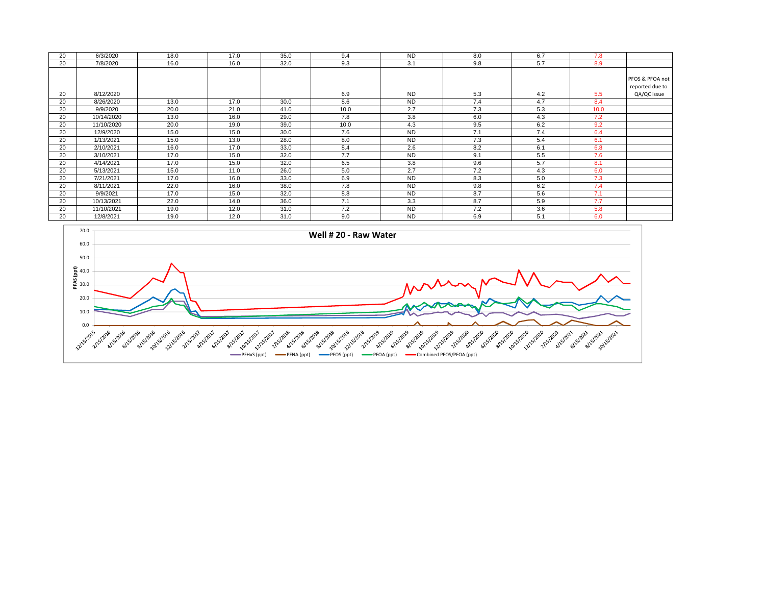| | | | | | | | | | | |
|---|---|---|---|---|---|---|---|---|---|---|
| 20 | 6/3/2020 | 18.0 | 17.0 | 35.0 | 9.4 | ND | 8.0 | 6.7 | 7.8 | |
| 20 | 7/8/2020 | 16.0 | 16.0 | 32.0 | 9.3 | 3.1 | 9.8 | 5.7 | 8.9 | |
| 20 | 8/12/2020 | | | | 6.9 | ND | 5.3 | 4.2 | 5.5 | PFOS & PFOA not reported due to QA/QC issue |
| 20 | 8/26/2020 | 13.0 | 17.0 | 30.0 | 8.6 | ND | 7.4 | 4.7 | 8.4 | |
| 20 | 9/9/2020 | 20.0 | 21.0 | 41.0 | 10.0 | 2.7 | 7.3 | 5.3 | 10.0 | |
| 20 | 10/14/2020 | 13.0 | 16.0 | 29.0 | 7.8 | 3.8 | 6.0 | 4.3 | 7.2 | |
| 20 | 11/10/2020 | 20.0 | 19.0 | 39.0 | 10.0 | 4.3 | 9.5 | 6.2 | 9.2 | |
| 20 | 12/9/2020 | 15.0 | 15.0 | 30.0 | 7.6 | ND | 7.1 | 7.4 | 6.4 | |
| 20 | 1/13/2021 | 15.0 | 13.0 | 28.0 | 8.0 | ND | 7.3 | 5.4 | 6.1 | |
| 20 | 2/10/2021 | 16.0 | 17.0 | 33.0 | 8.4 | 2.6 | 8.2 | 6.1 | 6.8 | |
| 20 | 3/10/2021 | 17.0 | 15.0 | 32.0 | 7.7 | ND | 9.1 | 5.5 | 7.6 | |
| 20 | 4/14/2021 | 17.0 | 15.0 | 32.0 | 6.5 | 3.8 | 9.6 | 5.7 | 8.1 | |
| 20 | 5/13/2021 | 15.0 | 11.0 | 26.0 | 5.0 | 2.7 | 7.2 | 4.3 | 6.0 | |
| 20 | 7/21/2021 | 17.0 | 16.0 | 33.0 | 6.9 | ND | 8.3 | 5.0 | 7.3 | |
| 20 | 8/11/2021 | 22.0 | 16.0 | 38.0 | 7.8 | ND | 9.8 | 6.2 | 7.4 | |
| 20 | 9/9/2021 | 17.0 | 15.0 | 32.0 | 8.8 | ND | 8.7 | 5.6 | 7.1 | |
| 20 | 10/13/2021 | 22.0 | 14.0 | 36.0 | 7.1 | 3.3 | 8.7 | 5.9 | 7.7 | |
| 20 | 11/10/2021 | 19.0 | 12.0 | 31.0 | 7.2 | ND | 7.2 | 3.6 | 5.8 | |
| 20 | 12/8/2021 | 19.0 | 12.0 | 31.0 | 9.0 | ND | 6.9 | 5.1 | 6.0 | |

Well # 20 - Raw Water

PFAS (ppt)

70.0
60.0
50.0
40.0
30.0
20.0
10.0
0.0

12/15/2015, 2/15/2016, 4/15/2016, 6/15/2016, 8/15/2016, 10/15/2016, 12/15/2016, 2/15/2017, 4/15/2017, 6/15/2017, 8/15/2017, 10/15/2017, 12/15/2017, 2/15/2018, 4/15/2018, 6/15/2018, 8/15/2018, 10/15/2018, 12/15/2018, 2/15/2019, 4/15/2019, 6/15/2019, 8/15/2019, 10/15/2019, 12/15/2019, 2/15/2020, 4/15/2020, 6/15/2020, 8/15/2020, 10/15/2020, 12/15/2020, 2/15/2021, 4/15/2021, 6/15/2021, 8/15/2021, 10/15/2021

PFHxS (ppt) — PFNA (ppt) — PFOS (ppt) — PFOA (ppt) — Combined PFOS/PFOA (ppt)